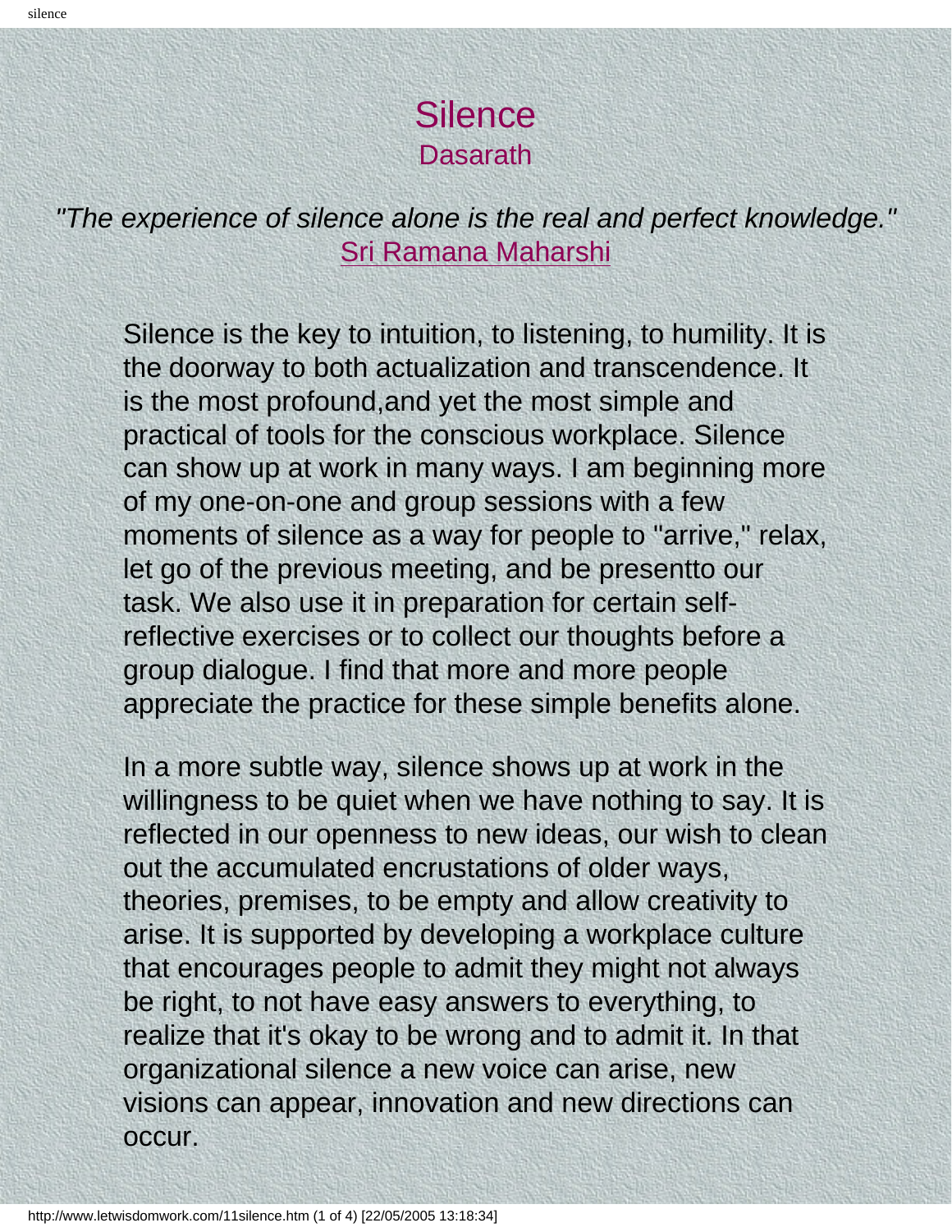# Silence

## Dasarath

*"The experience of silence alone is the real and perfect knowledge."*
Sri Ramana Maharshi

Silence is the key to intuition, to listening, to humility. It is the doorway to both actualization and transcendence. It is the most profound,and yet the most simple and practical of tools for the conscious workplace. Silence can show up at work in many ways. I am beginning more of my one-on-one and group sessions with a few moments of silence as a way for people to "arrive," relax, let go of the previous meeting, and be presentto our task. We also use it in preparation for certain self-reflective exercises or to collect our thoughts before a group dialogue. I find that more and more people appreciate the practice for these simple benefits alone.

In a more subtle way, silence shows up at work in the willingness to be quiet when we have nothing to say. It is reflected in our openness to new ideas, our wish to clean out the accumulated encrustations of older ways, theories, premises, to be empty and allow creativity to arise. It is supported by developing a workplace culture that encourages people to admit they might not always be right, to not have easy answers to everything, to realize that it's okay to be wrong and to admit it. In that organizational silence a new voice can arise, new visions can appear, innovation and new directions can occur.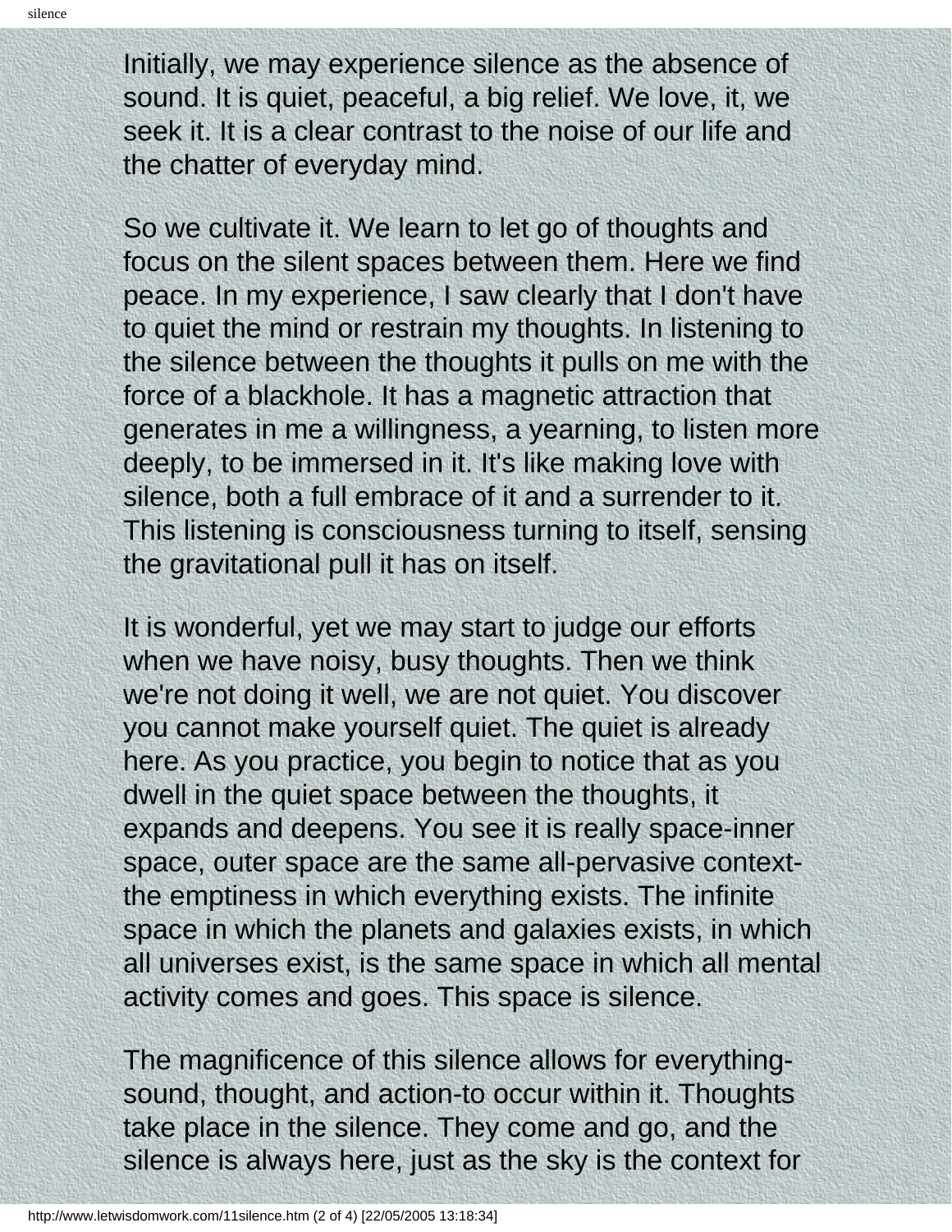Initially, we may experience silence as the absence of sound. It is quiet, peaceful, a big relief. We love, it, we seek it. It is a clear contrast to the noise of our life and the chatter of everyday mind.

So we cultivate it. We learn to let go of thoughts and focus on the silent spaces between them. Here we find peace. In my experience, I saw clearly that I don't have to quiet the mind or restrain my thoughts. In listening to the silence between the thoughts it pulls on me with the force of a blackhole. It has a magnetic attraction that generates in me a willingness, a yearning, to listen more deeply, to be immersed in it. It's like making love with silence, both a full embrace of it and a surrender to it. This listening is consciousness turning to itself, sensing the gravitational pull it has on itself.

It is wonderful, yet we may start to judge our efforts when we have noisy, busy thoughts. Then we think we're not doing it well, we are not quiet. You discover you cannot make yourself quiet. The quiet is already here. As you practice, you begin to notice that as you dwell in the quiet space between the thoughts, it expands and deepens. You see it is really space-inner space, outer space are the same all-pervasive context-the emptiness in which everything exists. The infinite space in which the planets and galaxies exists, in which all universes exist, is the same space in which all mental activity comes and goes. This space is silence.

The magnificence of this silence allows for everything-sound, thought, and action-to occur within it. Thoughts take place in the silence. They come and go, and the silence is always here, just as the sky is the context for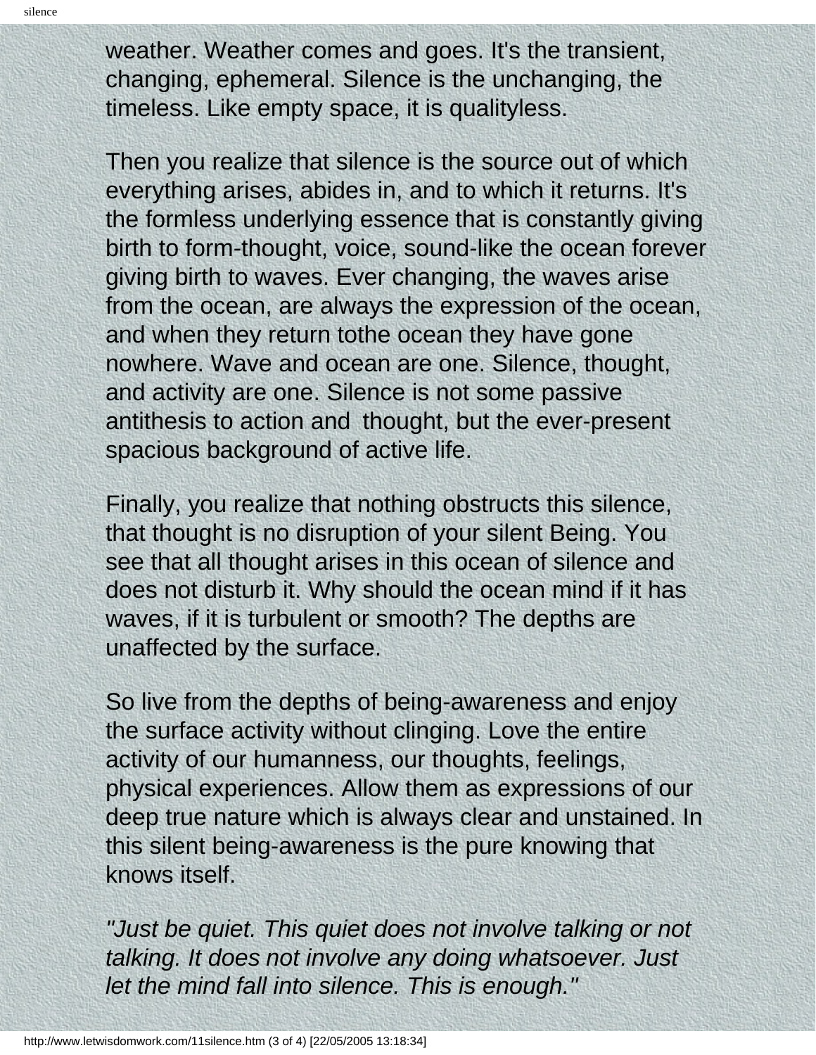weather. Weather comes and goes. It's the transient, changing, ephemeral. Silence is the unchanging, the timeless. Like empty space, it is qualityless.

Then you realize that silence is the source out of which everything arises, abides in, and to which it returns. It's the formless underlying essence that is constantly giving birth to form-thought, voice, sound-like the ocean forever giving birth to waves. Ever changing, the waves arise from the ocean, are always the expression of the ocean, and when they return tothe ocean they have gone nowhere. Wave and ocean are one. Silence, thought, and activity are one. Silence is not some passive antithesis to action and thought, but the ever-present spacious background of active life.

Finally, you realize that nothing obstructs this silence, that thought is no disruption of your silent Being. You see that all thought arises in this ocean of silence and does not disturb it. Why should the ocean mind if it has waves, if it is turbulent or smooth? The depths are unaffected by the surface.

So live from the depths of being-awareness and enjoy the surface activity without clinging. Love the entire activity of our humanness, our thoughts, feelings, physical experiences. Allow them as expressions of our deep true nature which is always clear and unstained. In this silent being-awareness is the pure knowing that knows itself.

*"Just be quiet. This quiet does not involve talking or not talking. It does not involve any doing whatsoever. Just let the mind fall into silence. This is enough."*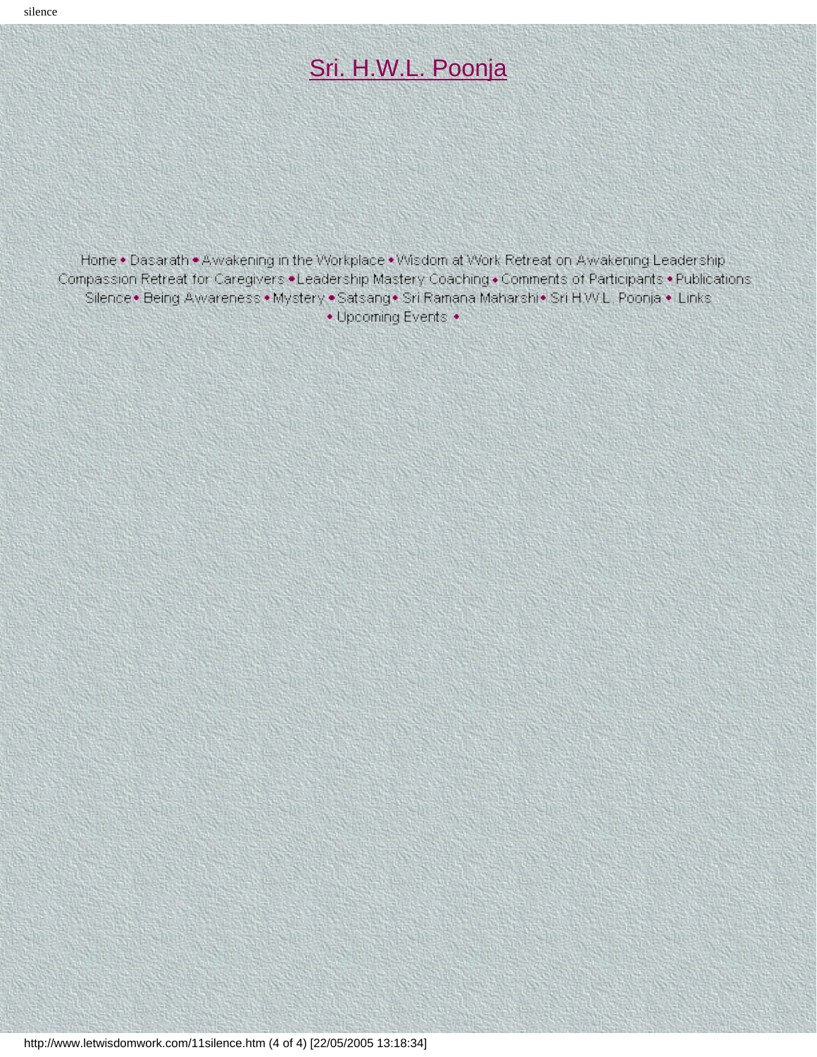[Sri. H.W.L. Poonja]

Home • Dasarath • Awakening in the Workplace • Wisdom at Work Retreat on Awakening Leadership
Compassion Retreat for Caregivers • Leadership Mastery Coaching • Comments of Participants • Publications
Silence • Being Awareness • Mystery • Satsang • Sri Ramana Maharshi • Sri H.W.L. Poonja • Links
• Upcoming Events •